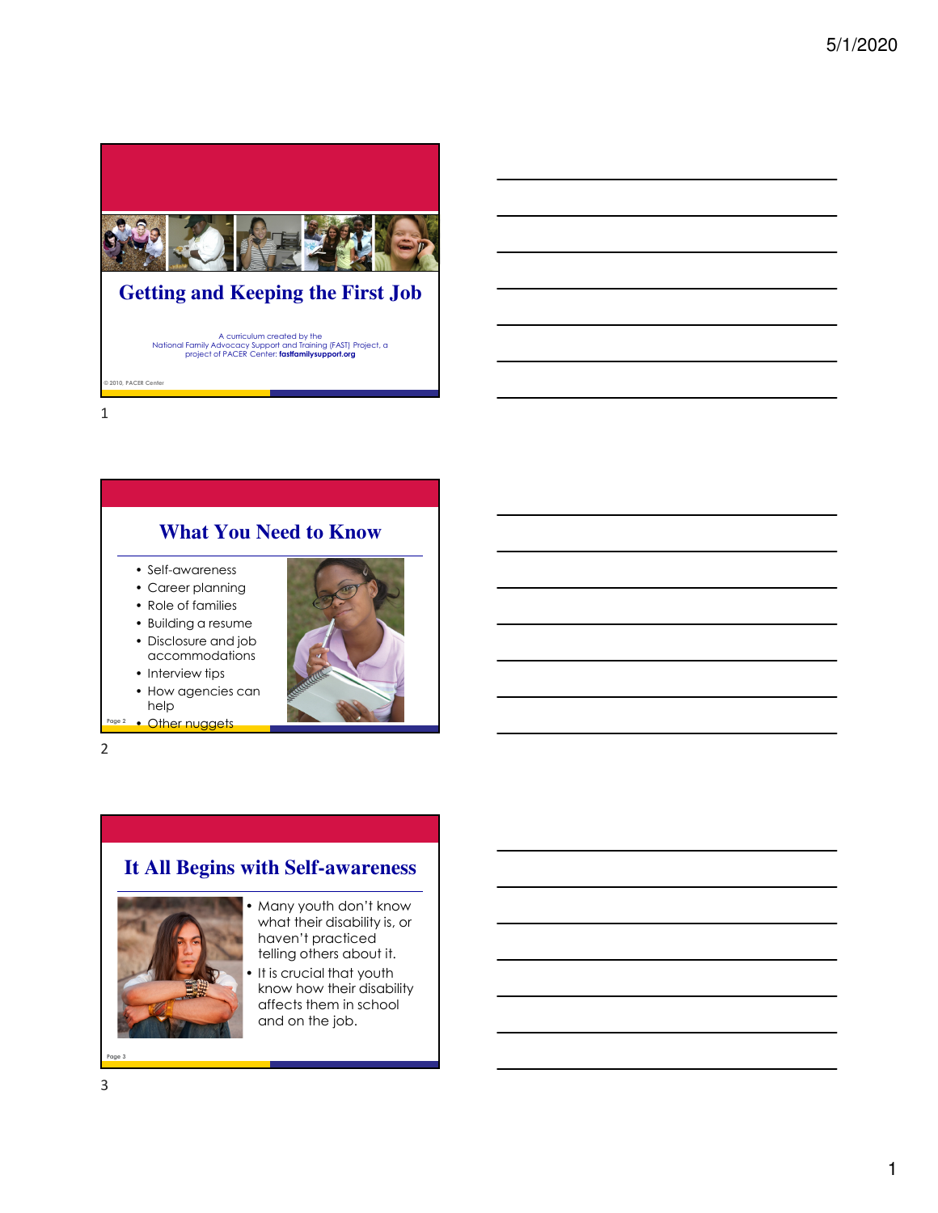# Getting and Keeping the First Job

A curriculum created by the National Family Advocacy Support and Training (FAST) Project, a project of PACER Center: **fastfamilysupport.org**

© 2010, PACER Center

## What You Need to Know

- Self-awareness
- Career planning
- Role of families
- Building a resume
- Disclosure and job accommodations
- Interview tips
- How agencies can help
- Other nuggets

## It All Begins with Self-awareness

- Many youth don't know what their disability is, or haven't practiced telling others about it.
- It is crucial that youth know how their disability affects them in school and on the job.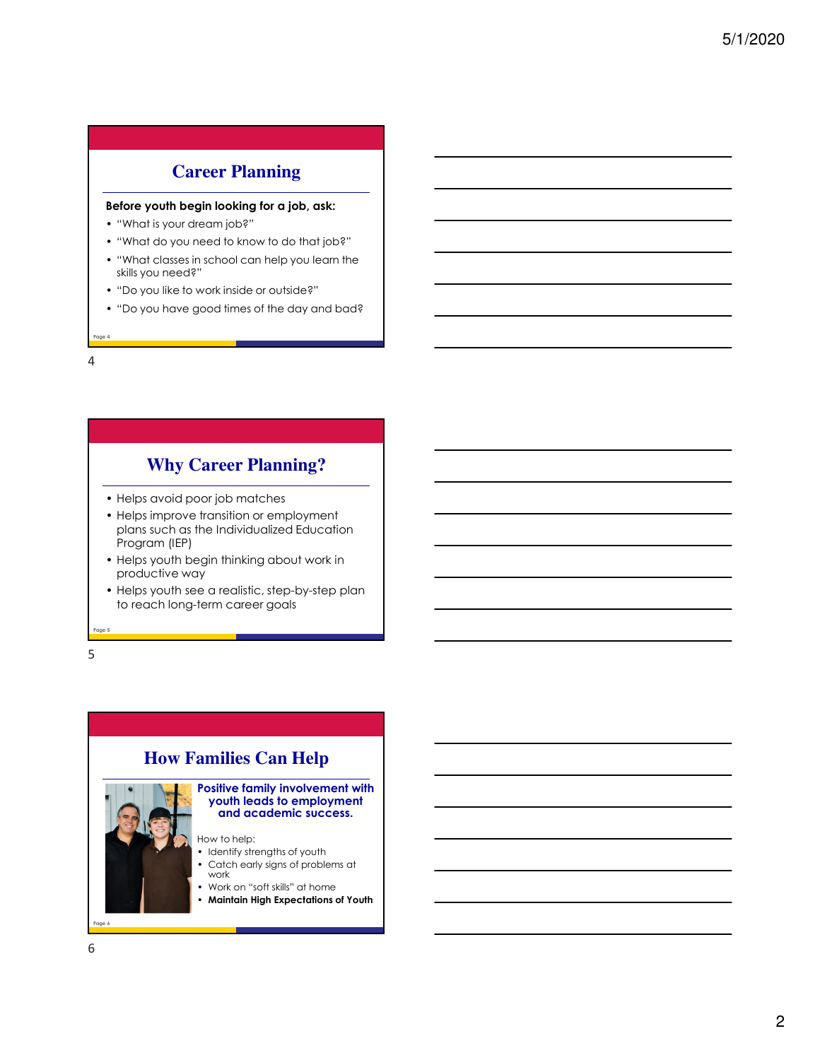## Career Planning

**Before youth begin looking for a job, ask:**

- "What is your dream job?"
- "What do you need to know to do that job?"
- "What classes in school can help you learn the skills you need?"
- "Do you like to work inside or outside?"
- "Do you have good times of the day and bad?

## Why Career Planning?

- Helps avoid poor job matches
- Helps improve transition or employment plans such as the Individualized Education Program (IEP)
- Helps youth begin thinking about work in productive way
- Helps youth see a realistic, step-by-step plan to reach long-term career goals

## How Families Can Help

**Positive family involvement with youth leads to employment and academic success.**

How to help:

- Identify strengths of youth
- Catch early signs of problems at work
- Work on "soft skills" at home
- **Maintain High Expectations of Youth**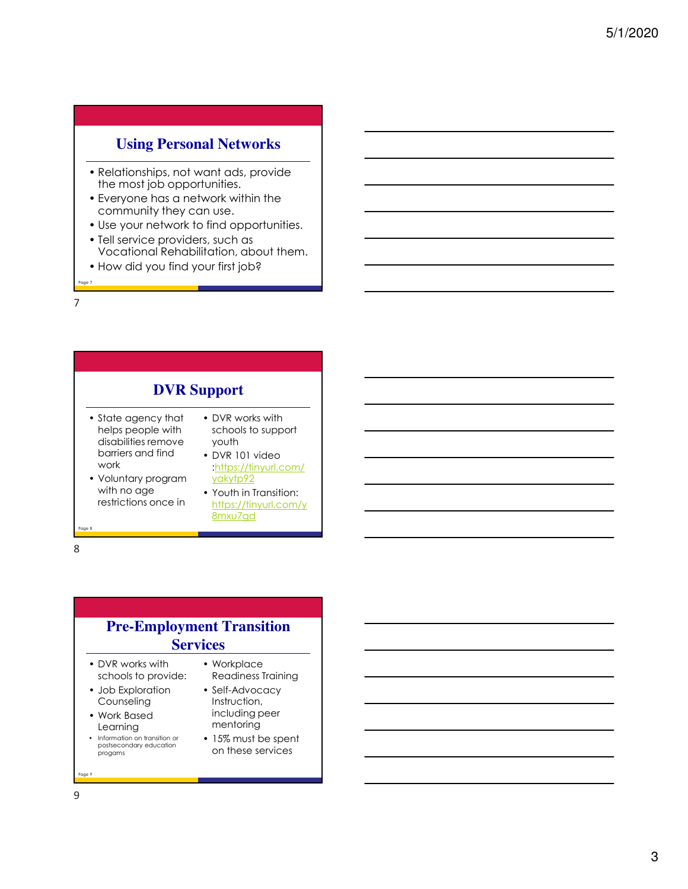## Using Personal Networks

- Relationships, not want ads, provide the most job opportunities.
- Everyone has a network within the community they can use.
- Use your network to find opportunities.
- Tell service providers, such as Vocational Rehabilitation, about them.
- How did you find your first job?

## DVR Support

- State agency that helps people with disabilities remove barriers and find work
- Voluntary program with no age restrictions once in
- DVR works with schools to support youth
- DVR 101 video :https://tinyurl.com/yakytp92
- Youth in Transition: https://tinyurl.com/y8mxu7gd

## Pre-Employment Transition Services

- DVR works with schools to provide:
- Job Exploration Counseling
- Work Based Learning
- Information on transition or postsecondary education progams
- Workplace Readiness Training
- Self-Advocacy Instruction, including peer mentoring
- 15% must be spent on these services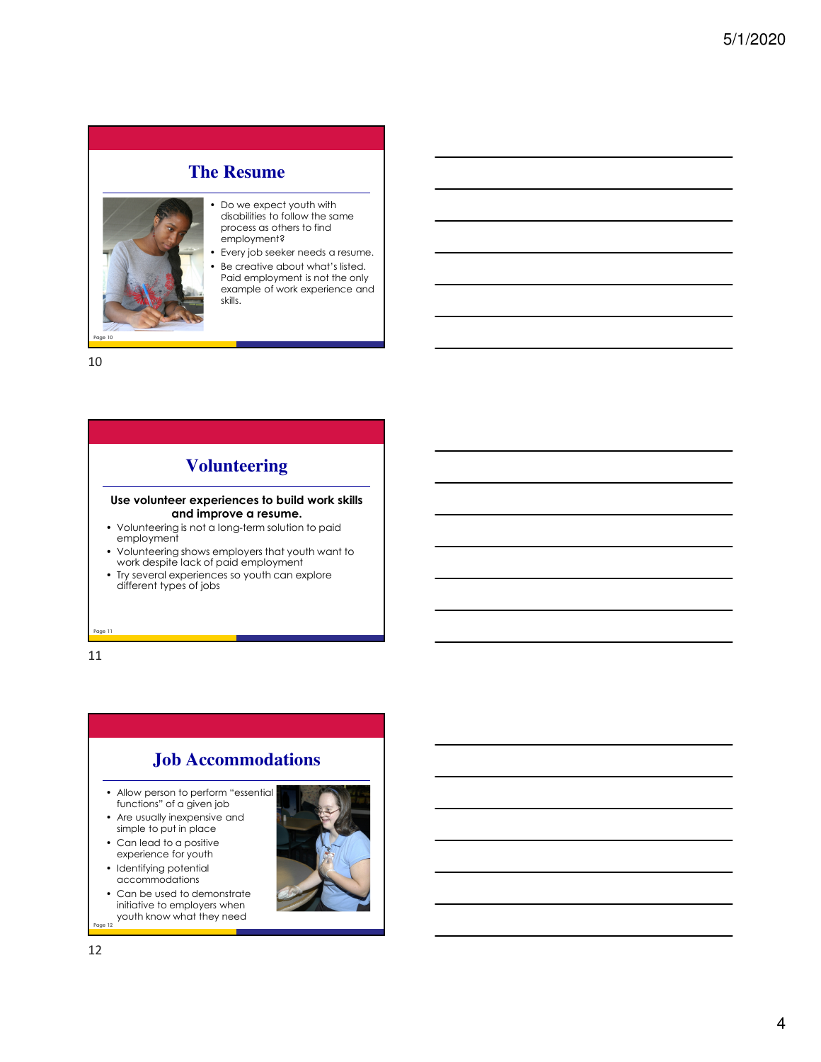## The Resume

- Do we expect youth with disabilities to follow the same process as others to find employment?
- Every job seeker needs a resume.
- Be creative about what's listed. Paid employment is not the only example of work experience and skills.

## Volunteering

**Use volunteer experiences to build work skills and improve a resume.**

- Volunteering is not a long-term solution to paid employment
- Volunteering shows employers that youth want to work despite lack of paid employment
- Try several experiences so youth can explore different types of jobs

## Job Accommodations

- Allow person to perform "essential functions" of a given job
- Are usually inexpensive and simple to put in place
- Can lead to a positive experience for youth
- Identifying potential accommodations
- Can be used to demonstrate initiative to employers when youth know what they need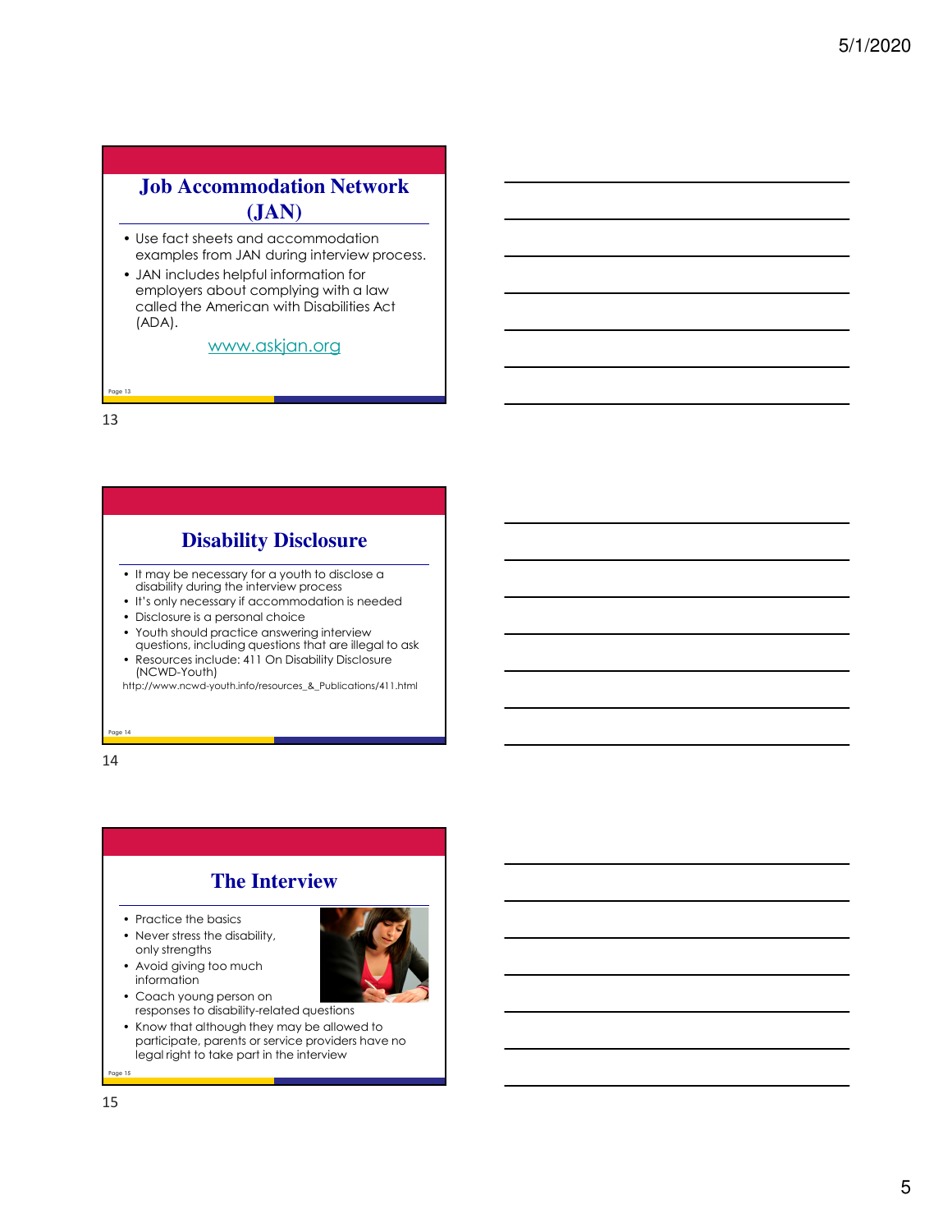## Job Accommodation Network (JAN)

- Use fact sheets and accommodation examples from JAN during interview process.
- JAN includes helpful information for employers about complying with a law called the American with Disabilities Act (ADA).

www.askjan.org

## Disability Disclosure

- It may be necessary for a youth to disclose a disability during the interview process
- It's only necessary if accommodation is needed
- Disclosure is a personal choice
- Youth should practice answering interview questions, including questions that are illegal to ask
- Resources include: 411 On Disability Disclosure (NCWD-Youth)

http://www.ncwd-youth.info/resources_&_Publications/411.html

## The Interview

- Practice the basics
- Never stress the disability, only strengths
- Avoid giving too much information
- Coach young person on responses to disability-related questions
- Know that although they may be allowed to participate, parents or service providers have no legal right to take part in the interview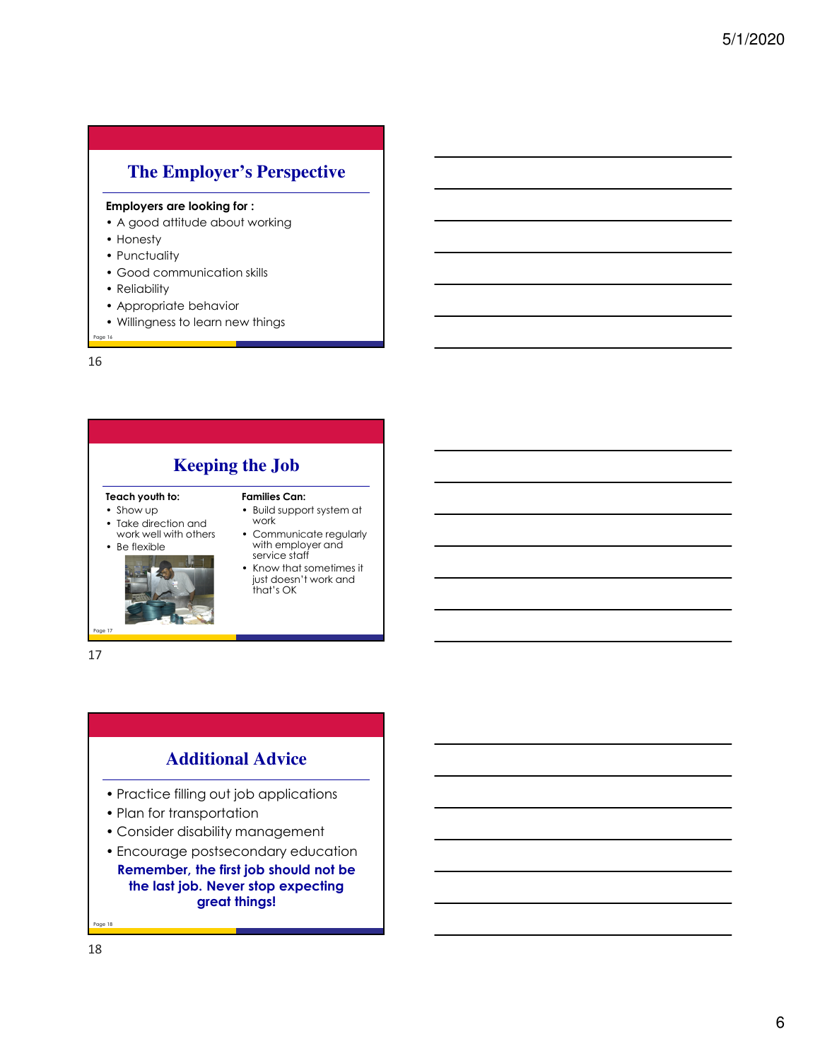## The Employer's Perspective

**Employers are looking for :**

- A good attitude about working
- Honesty
- Punctuality
- Good communication skills
- Reliability
- Appropriate behavior
- Willingness to learn new things

## Keeping the Job

**Teach youth to:**

- Show up
- Take direction and work well with others
- Be flexible

**Families Can:**

- Build support system at work
- Communicate regularly with employer and service staff
- Know that sometimes it just doesn't work and that's OK

## Additional Advice

- Practice filling out job applications
- Plan for transportation
- Consider disability management
- Encourage postsecondary education

**Remember, the first job should not be the last job. Never stop expecting great things!**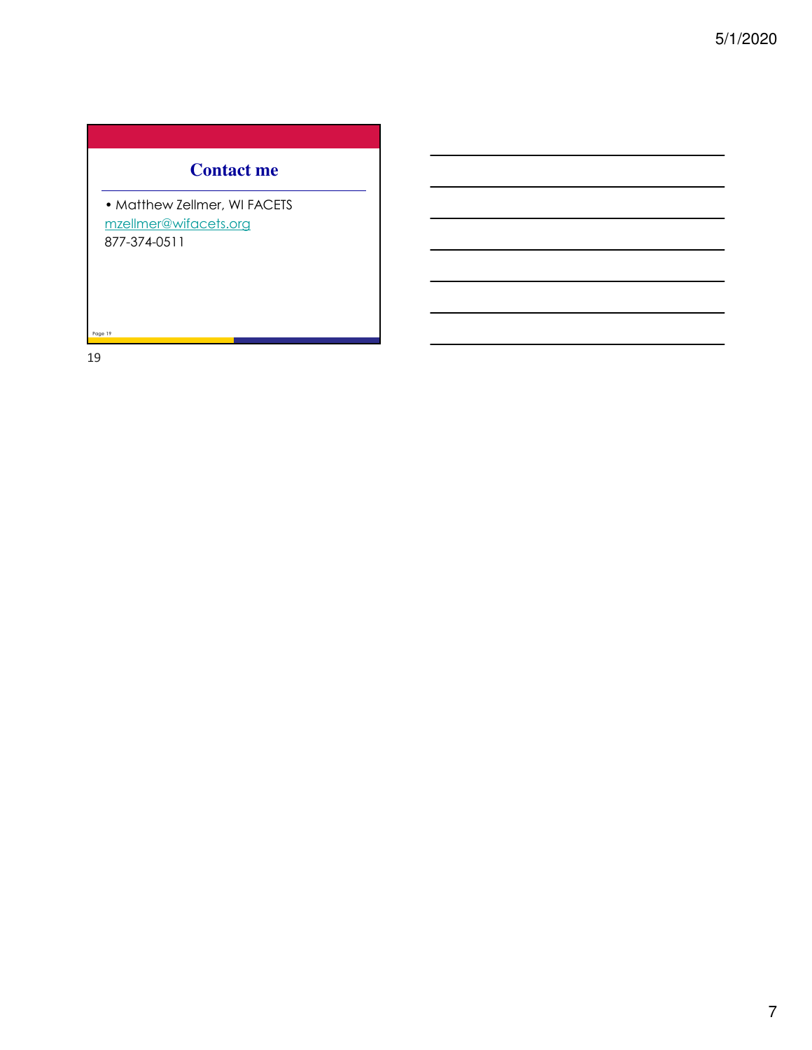## Contact me

- Matthew Zellmer, WI FACETS

mzellmer@wifacets.org

877-374-0511